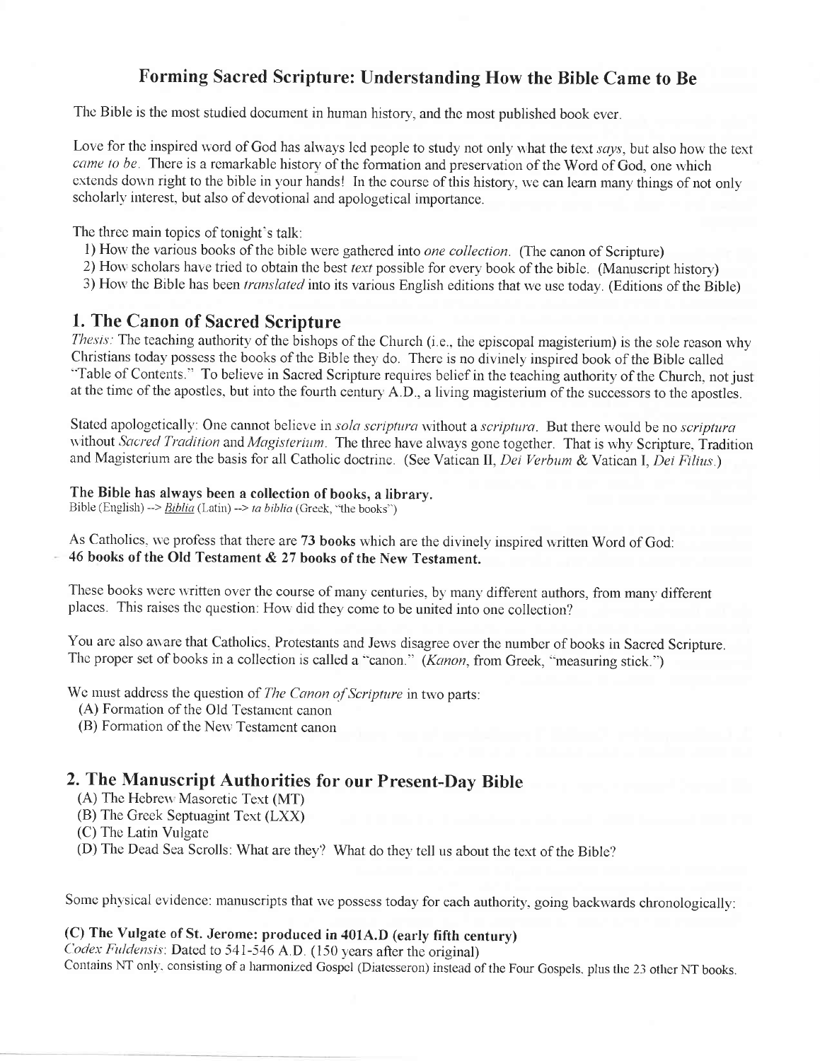# Forming Sacred Scripture: Understanding How the Bible Came to Be

The Bible is the most studied document in human history, and the most published book ever.

Love for the inspired word of God has always led people to study not only what the text *says*, but also how the text *came to be*. There is a remarkable history of the formation and preservation of the Word of God, one which extends down right to the bible in your hands! In the course of this history, we can learn many things of not only scholarly interest, but also of devotional and apologetical importance.

The three main topics of tonight's talk:

1) How the various books of the bible were gathered into *one collection*. (The canon of Scripture)
2) How scholars have tried to obtain the best *text* possible for every book of the bible. (Manuscript history)
3) How the Bible has been *translated* into its various English editions that we use today. (Editions of the Bible)

## 1. The Canon of Sacred Scripture

*Thesis:* The teaching authority of the bishops of the Church (i.e., the episcopal magisterium) is the sole reason why Christians today possess the books of the Bible they do. There is no divinely inspired book of the Bible called "Table of Contents." To believe in Sacred Scripture requires belief in the teaching authority of the Church, not just at the time of the apostles, but into the fourth century A.D., a living magisterium of the successors to the apostles.

Stated apologetically: One cannot believe in *sola scriptura* without a *scriptura*. But there would be no *scriptura* without *Sacred Tradition* and *Magisterium*. The three have always gone together. That is why Scripture, Tradition and Magisterium are the basis for all Catholic doctrine. (See Vatican II, *Dei Verbum* & Vatican I, *Dei Filius*.)

**The Bible has always been a collection of books, a library.**
Bible (English) --> *Biblia* (Latin) --> *ta biblia* (Greek, "the books")

As Catholics, we profess that there are **73 books** which are the divinely inspired written Word of God:
**46 books of the Old Testament & 27 books of the New Testament.**

These books were written over the course of many centuries, by many different authors, from many different places. This raises the question: How did they come to be united into one collection?

You are also aware that Catholics, Protestants and Jews disagree over the number of books in Sacred Scripture. The proper set of books in a collection is called a "canon." (*Kanon*, from Greek, "measuring stick.")

We must address the question of *The Canon of Scripture* in two parts:

(A) Formation of the Old Testament canon
(B) Formation of the New Testament canon

## 2. The Manuscript Authorities for our Present-Day Bible

(A) The Hebrew Masoretic Text (MT)
(B) The Greek Septuagint Text (LXX)
(C) The Latin Vulgate
(D) The Dead Sea Scrolls: What are they? What do they tell us about the text of the Bible?

Some physical evidence: manuscripts that we possess today for each authority, going backwards chronologically:

**(C) The Vulgate of St. Jerome: produced in 401A.D (early fifth century)**
*Codex Fuldensis*: Dated to 541-546 A.D. (150 years after the original)
Contains NT only, consisting of a harmonized Gospel (Diatesseron) instead of the Four Gospels, plus the 23 other NT books.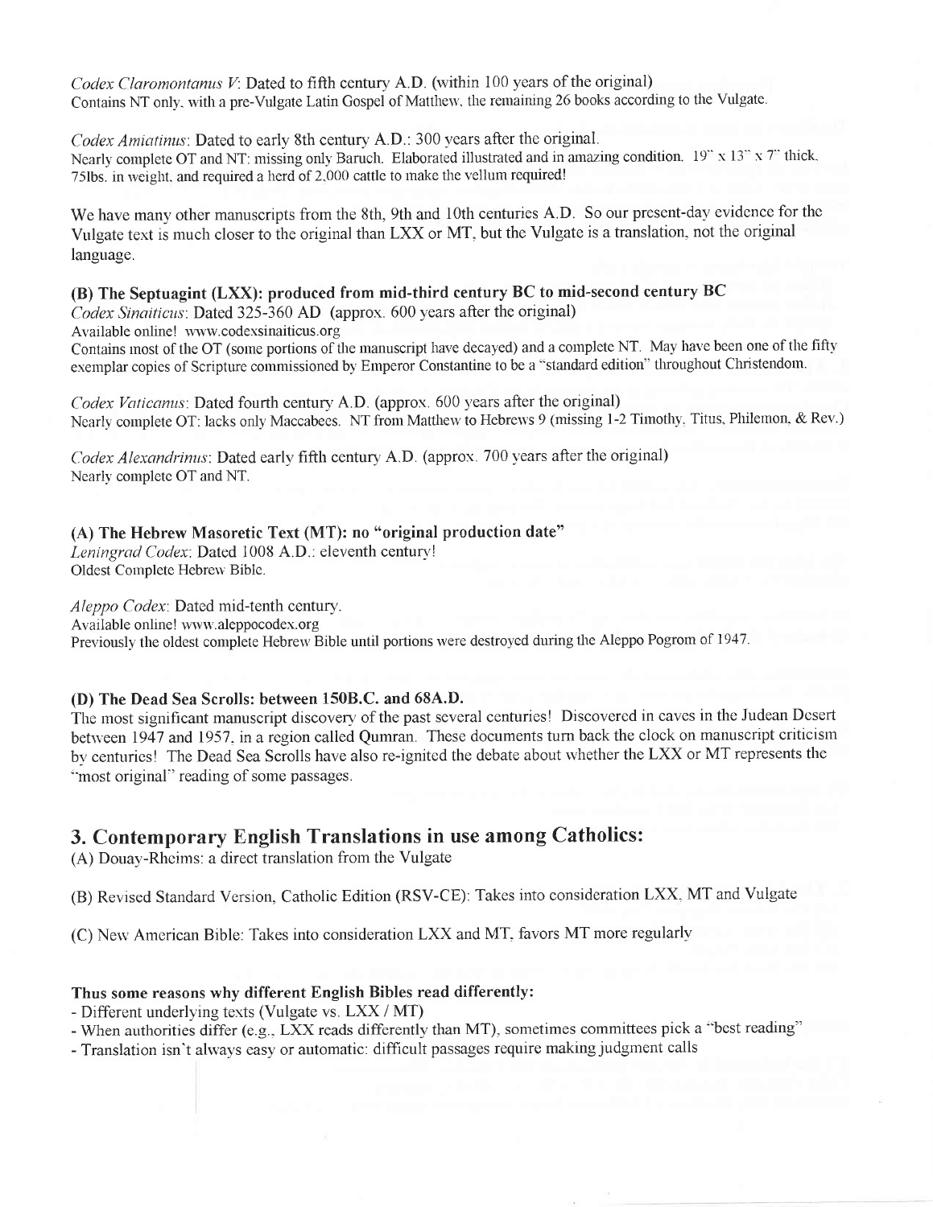*Codex Claromontanus V*: Dated to fifth century A.D. (within 100 years of the original)
Contains NT only, with a pre-Vulgate Latin Gospel of Matthew, the remaining 26 books according to the Vulgate.

*Codex Amiatinus*: Dated to early 8th century A.D.: 300 years after the original.
Nearly complete OT and NT: missing only Baruch. Elaborated illustrated and in amazing condition. 19" x 13" x 7" thick, 75lbs. in weight, and required a herd of 2,000 cattle to make the vellum required!

We have many other manuscripts from the 8th, 9th and 10th centuries A.D. So our present-day evidence for the Vulgate text is much closer to the original than LXX or MT, but the Vulgate is a translation, not the original language.

**(B) The Septuagint (LXX): produced from mid-third century BC to mid-second century BC**

*Codex Sinaiticus*: Dated 325-360 AD (approx. 600 years after the original)
Available online! www.codexsinaiticus.org
Contains most of the OT (some portions of the manuscript have decayed) and a complete NT. May have been one of the fifty exemplar copies of Scripture commissioned by Emperor Constantine to be a "standard edition" throughout Christendom.

*Codex Vaticanus*: Dated fourth century A.D. (approx. 600 years after the original)
Nearly complete OT: lacks only Maccabees. NT from Matthew to Hebrews 9 (missing 1-2 Timothy, Titus, Philemon, & Rev.)

*Codex Alexandrinus*: Dated early fifth century A.D. (approx. 700 years after the original)
Nearly complete OT and NT.

**(A) The Hebrew Masoretic Text (MT): no "original production date"**

*Leningrad Codex*: Dated 1008 A.D.: eleventh century!
Oldest Complete Hebrew Bible.

*Aleppo Codex*: Dated mid-tenth century.
Available online! www.aleppocodex.org
Previously the oldest complete Hebrew Bible until portions were destroyed during the Aleppo Pogrom of 1947.

**(D) The Dead Sea Scrolls: between 150B.C. and 68A.D.**

The most significant manuscript discovery of the past several centuries! Discovered in caves in the Judean Desert between 1947 and 1957, in a region called Qumran. These documents turn back the clock on manuscript criticism by centuries! The Dead Sea Scrolls have also re-ignited the debate about whether the LXX or MT represents the "most original" reading of some passages.

## 3. Contemporary English Translations in use among Catholics:

(A) Douay-Rheims: a direct translation from the Vulgate

(B) Revised Standard Version, Catholic Edition (RSV-CE): Takes into consideration LXX, MT and Vulgate

(C) New American Bible: Takes into consideration LXX and MT, favors MT more regularly

**Thus some reasons why different English Bibles read differently:**

- Different underlying texts (Vulgate vs. LXX / MT)
- When authorities differ (e.g., LXX reads differently than MT), sometimes committees pick a "best reading"
- Translation isn't always easy or automatic: difficult passages require making judgment calls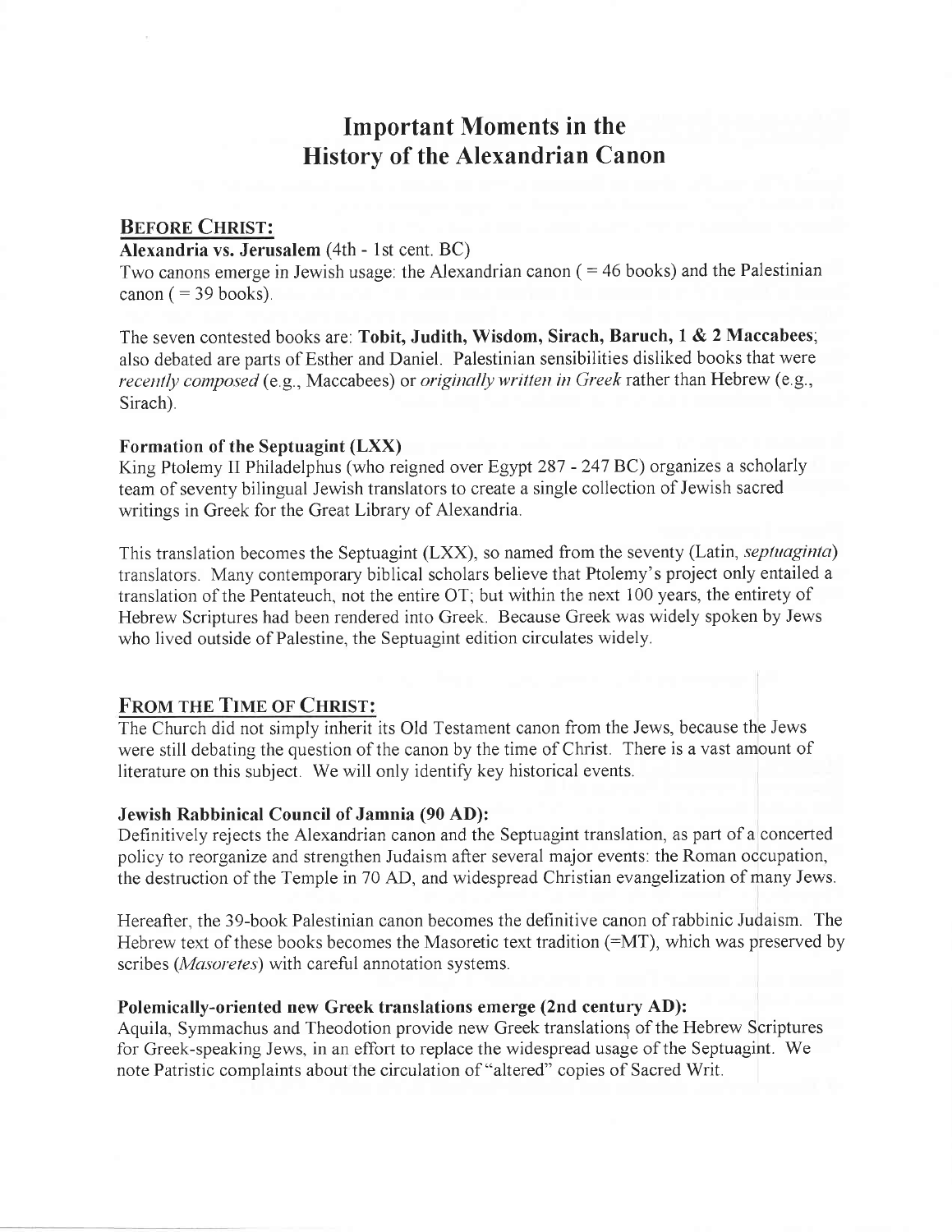# Important Moments in the History of the Alexandrian Canon

## BEFORE CHRIST:

**Alexandria vs. Jerusalem** (4th - 1st cent. BC)

Two canons emerge in Jewish usage: the Alexandrian canon ( = 46 books) and the Palestinian canon ( = 39 books).

The seven contested books are: **Tobit, Judith, Wisdom, Sirach, Baruch, 1 & 2 Maccabees**; also debated are parts of Esther and Daniel. Palestinian sensibilities disliked books that were *recently composed* (e.g., Maccabees) or *originally written in Greek* rather than Hebrew (e.g., Sirach).

### Formation of the Septuagint (LXX)

King Ptolemy II Philadelphus (who reigned over Egypt 287 - 247 BC) organizes a scholarly team of seventy bilingual Jewish translators to create a single collection of Jewish sacred writings in Greek for the Great Library of Alexandria.

This translation becomes the Septuagint (LXX), so named from the seventy (Latin, *septuaginta*) translators. Many contemporary biblical scholars believe that Ptolemy's project only entailed a translation of the Pentateuch, not the entire OT; but within the next 100 years, the entirety of Hebrew Scriptures had been rendered into Greek. Because Greek was widely spoken by Jews who lived outside of Palestine, the Septuagint edition circulates widely.

## FROM THE TIME OF CHRIST:

The Church did not simply inherit its Old Testament canon from the Jews, because the Jews were still debating the question of the canon by the time of Christ. There is a vast amount of literature on this subject. We will only identify key historical events.

### Jewish Rabbinical Council of Jamnia (90 AD):

Definitively rejects the Alexandrian canon and the Septuagint translation, as part of a concerted policy to reorganize and strengthen Judaism after several major events: the Roman occupation, the destruction of the Temple in 70 AD, and widespread Christian evangelization of many Jews.

Hereafter, the 39-book Palestinian canon becomes the definitive canon of rabbinic Judaism. The Hebrew text of these books becomes the Masoretic text tradition (=MT), which was preserved by scribes (*Masoretes*) with careful annotation systems.

### Polemically-oriented new Greek translations emerge (2nd century AD):

Aquila, Symmachus and Theodotion provide new Greek translations of the Hebrew Scriptures for Greek-speaking Jews, in an effort to replace the widespread usage of the Septuagint. We note Patristic complaints about the circulation of "altered" copies of Sacred Writ.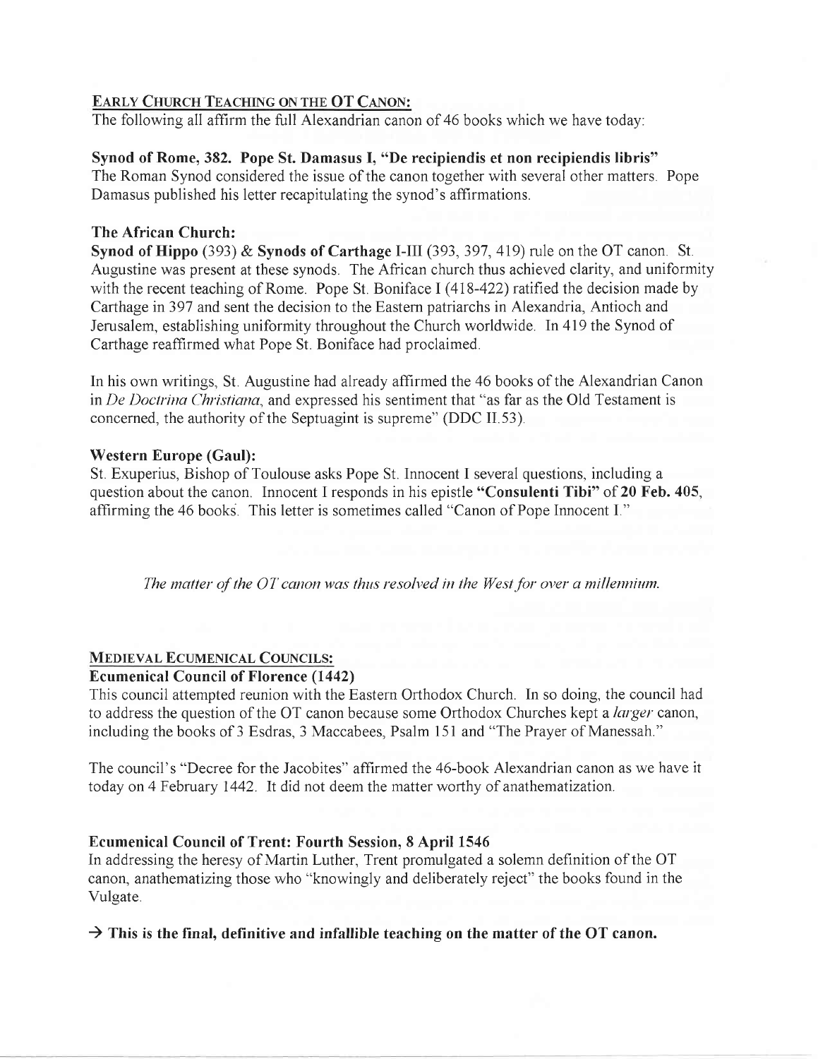## EARLY CHURCH TEACHING ON THE OT CANON:

The following all affirm the full Alexandrian canon of 46 books which we have today:

**Synod of Rome, 382. Pope St. Damasus I, "De recipiendis et non recipiendis libris"**
The Roman Synod considered the issue of the canon together with several other matters. Pope Damasus published his letter recapitulating the synod's affirmations.

**The African Church:**
**Synod of Hippo** (393) & **Synods of Carthage** I-III (393, 397, 419) rule on the OT canon. St. Augustine was present at these synods. The African church thus achieved clarity, and uniformity with the recent teaching of Rome. Pope St. Boniface I (418-422) ratified the decision made by Carthage in 397 and sent the decision to the Eastern patriarchs in Alexandria, Antioch and Jerusalem, establishing uniformity throughout the Church worldwide. In 419 the Synod of Carthage reaffirmed what Pope St. Boniface had proclaimed.

In his own writings, St. Augustine had already affirmed the 46 books of the Alexandrian Canon in *De Doctrina Christiana*, and expressed his sentiment that "as far as the Old Testament is concerned, the authority of the Septuagint is supreme" (DDC II.53).

**Western Europe (Gaul):**
St. Exuperius, Bishop of Toulouse asks Pope St. Innocent I several questions, including a question about the canon. Innocent I responds in his epistle **"Consulenti Tibi"** of **20 Feb. 405**, affirming the 46 books. This letter is sometimes called "Canon of Pope Innocent I."

*The matter of the OT canon was thus resolved in the West for over a millennium.*

## MEDIEVAL ECUMENICAL COUNCILS:

**Ecumenical Council of Florence (1442)**
This council attempted reunion with the Eastern Orthodox Church. In so doing, the council had to address the question of the OT canon because some Orthodox Churches kept a *larger* canon, including the books of 3 Esdras, 3 Maccabees, Psalm 151 and "The Prayer of Manessah."

The council's "Decree for the Jacobites" affirmed the 46-book Alexandrian canon as we have it today on 4 February 1442. It did not deem the matter worthy of anathematization.

**Ecumenical Council of Trent: Fourth Session, 8 April 1546**
In addressing the heresy of Martin Luther, Trent promulgated a solemn definition of the OT canon, anathematizing those who "knowingly and deliberately reject" the books found in the Vulgate.

**→ This is the final, definitive and infallible teaching on the matter of the OT canon.**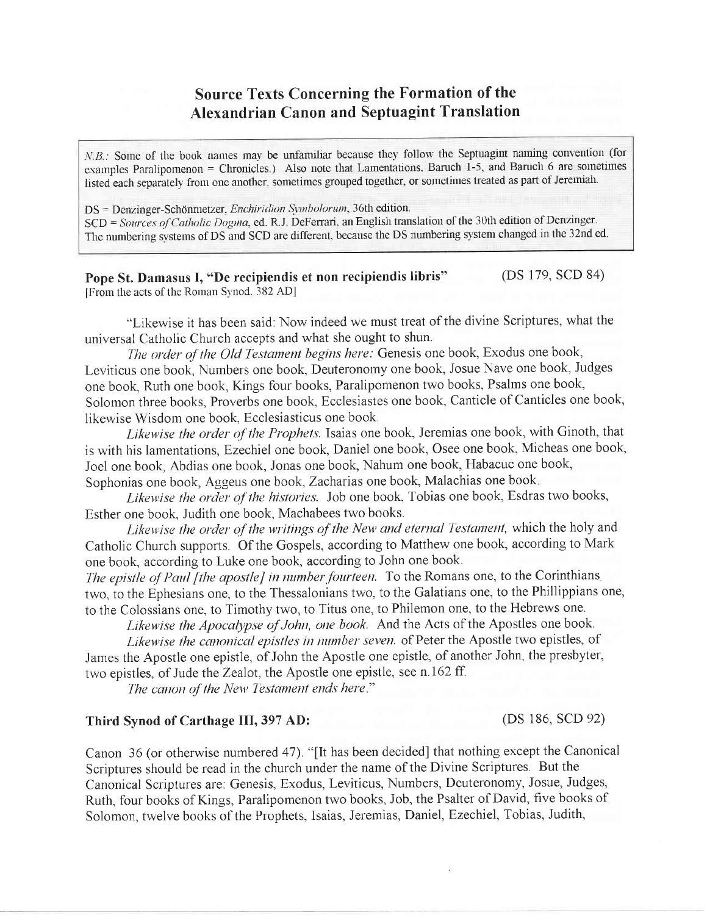## Source Texts Concerning the Formation of the Alexandrian Canon and Septuagint Translation

> *N.B.:* Some of the book names may be unfamiliar because they follow the Septuagint naming convention (for examples Paralipomenon = Chronicles.) Also note that Lamentations, Baruch 1-5, and Baruch 6 are sometimes listed each separately from one another, sometimes grouped together, or sometimes treated as part of Jeremiah.
>
> DS = Denzinger-Schönmetzer, *Enchiridion Symbolorum*, 36th edition.
> SCD = *Sources of Catholic Dogma*, ed. R.J. DeFerrari, an English translation of the 30th edition of Denzinger. The numbering systems of DS and SCD are different, because the DS numbering system changed in the 32nd ed.

**Pope St. Damasus I, "De recipiendis et non recipiendis libris"** (DS 179, SCD 84)
[From the acts of the Roman Synod, 382 AD]

"Likewise it has been said: Now indeed we must treat of the divine Scriptures, what the universal Catholic Church accepts and what she ought to shun.

*The order of the Old Testament begins here:* Genesis one book, Exodus one book, Leviticus one book, Numbers one book, Deuteronomy one book, Josue Nave one book, Judges one book, Ruth one book, Kings four books, Paralipomenon two books, Psalms one book, Solomon three books, Proverbs one book, Ecclesiastes one book, Canticle of Canticles one book, likewise Wisdom one book, Ecclesiasticus one book.

*Likewise the order of the Prophets.* Isaias one book, Jeremias one book, with Ginoth, that is with his lamentations, Ezechiel one book, Daniel one book, Osee one book, Micheas one book, Joel one book, Abdias one book, Jonas one book, Nahum one book, Habacuc one book, Sophonias one book, Aggeus one book, Zacharias one book, Malachias one book.

*Likewise the order of the histories.* Job one book, Tobias one book, Esdras two books, Esther one book, Judith one book, Machabees two books.

*Likewise the order of the writings of the New and eternal Testament,* which the holy and Catholic Church supports. Of the Gospels, according to Matthew one book, according to Mark one book, according to Luke one book, according to John one book.

*The epistle of Paul [the apostle] in number fourteen.* To the Romans one, to the Corinthians two, to the Ephesians one, to the Thessalonians two, to the Galatians one, to the Phillippians one, to the Colossians one, to Timothy two, to Titus one, to Philemon one, to the Hebrews one.

*Likewise the Apocalypse of John, one book.* And the Acts of the Apostles one book.

*Likewise the canonical epistles in number seven.* of Peter the Apostle two epistles, of James the Apostle one epistle, of John the Apostle one epistle, of another John, the presbyter, two epistles, of Jude the Zealot, the Apostle one epistle, see n.162 ff.

*The canon of the New Testament ends here.*"

**Third Synod of Carthage III, 397 AD:** (DS 186, SCD 92)

Canon 36 (or otherwise numbered 47). "[It has been decided] that nothing except the Canonical Scriptures should be read in the church under the name of the Divine Scriptures. But the Canonical Scriptures are: Genesis, Exodus, Leviticus, Numbers, Deuteronomy, Josue, Judges, Ruth, four books of Kings, Paralipomenon two books, Job, the Psalter of David, five books of Solomon, twelve books of the Prophets, Isaias, Jeremias, Daniel, Ezechiel, Tobias, Judith,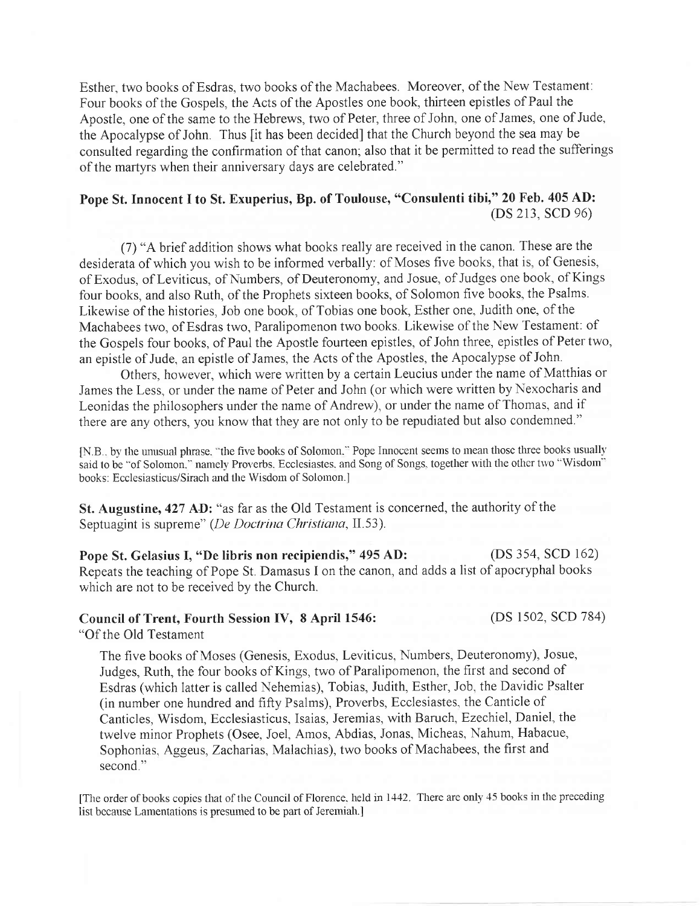Esther, two books of Esdras, two books of the Machabees. Moreover, of the New Testament: Four books of the Gospels, the Acts of the Apostles one book, thirteen epistles of Paul the Apostle, one of the same to the Hebrews, two of Peter, three of John, one of James, one of Jude, the Apocalypse of John. Thus [it has been decided] that the Church beyond the sea may be consulted regarding the confirmation of that canon; also that it be permitted to read the sufferings of the martyrs when their anniversary days are celebrated."

**Pope St. Innocent I to St. Exuperius, Bp. of Toulouse, "Consulenti tibi," 20 Feb. 405 AD:** (DS 213, SCD 96)

(7) "A brief addition shows what books really are received in the canon. These are the desiderata of which you wish to be informed verbally: of Moses five books, that is, of Genesis, of Exodus, of Leviticus, of Numbers, of Deuteronomy, and Josue, of Judges one book, of Kings four books, and also Ruth, of the Prophets sixteen books, of Solomon five books, the Psalms. Likewise of the histories, Job one book, of Tobias one book, Esther one, Judith one, of the Machabees two, of Esdras two, Paralipomenon two books. Likewise of the New Testament: of the Gospels four books, of Paul the Apostle fourteen epistles, of John three, epistles of Peter two, an epistle of Jude, an epistle of James, the Acts of the Apostles, the Apocalypse of John.

Others, however, which were written by a certain Leucius under the name of Matthias or James the Less, or under the name of Peter and John (or which were written by Nexocharis and Leonidas the philosophers under the name of Andrew), or under the name of Thomas, and if there are any others, you know that they are not only to be repudiated but also condemned."

[N.B., by the unusual phrase, "the five books of Solomon," Pope Innocent seems to mean those three books usually said to be "of Solomon," namely Proverbs, Ecclesiastes, and Song of Songs, together with the other two "Wisdom" books: Ecclesiasticus/Sirach and the Wisdom of Solomon.]

**St. Augustine, 427 AD:** "as far as the Old Testament is concerned, the authority of the Septuagint is supreme" (*De Doctrina Christiana*, II.53).

**Pope St. Gelasius I, "De libris non recipiendis," 495 AD:** (DS 354, SCD 162)
Repeats the teaching of Pope St. Damasus I on the canon, and adds a list of apocryphal books which are not to be received by the Church.

**Council of Trent, Fourth Session IV, 8 April 1546:** (DS 1502, SCD 784)
"Of the Old Testament

> The five books of Moses (Genesis, Exodus, Leviticus, Numbers, Deuteronomy), Josue, Judges, Ruth, the four books of Kings, two of Paralipomenon, the first and second of Esdras (which latter is called Nehemias), Tobias, Judith, Esther, Job, the Davidic Psalter (in number one hundred and fifty Psalms), Proverbs, Ecclesiastes, the Canticle of Canticles, Wisdom, Ecclesiasticus, Isaias, Jeremias, with Baruch, Ezechiel, Daniel, the twelve minor Prophets (Osee, Joel, Amos, Abdias, Jonas, Micheas, Nahum, Habacuc, Sophonias, Aggeus, Zacharias, Malachias), two books of Machabees, the first and second."

[The order of books copies that of the Council of Florence, held in 1442. There are only 45 books in the preceding list because Lamentations is presumed to be part of Jeremiah.]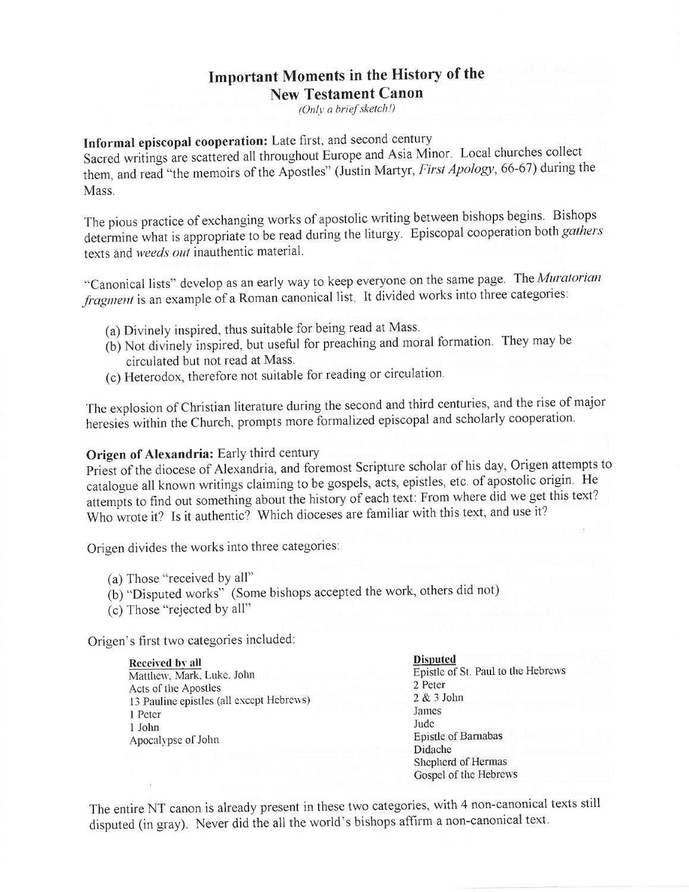# Important Moments in the History of the New Testament Canon

*(Only a brief sketch!)*

**Informal episcopal cooperation:** Late first, and second century

Sacred writings are scattered all throughout Europe and Asia Minor. Local churches collect them, and read "the memoirs of the Apostles" (Justin Martyr, *First Apology*, 66-67) during the Mass.

The pious practice of exchanging works of apostolic writing between bishops begins. Bishops determine what is appropriate to be read during the liturgy. Episcopal cooperation both *gathers* texts and *weeds out* inauthentic material.

"Canonical lists" develop as an early way to keep everyone on the same page. The *Muratorian fragment* is an example of a Roman canonical list. It divided works into three categories:

(a) Divinely inspired, thus suitable for being read at Mass.
(b) Not divinely inspired, but useful for preaching and moral formation. They may be circulated but not read at Mass.
(c) Heterodox, therefore not suitable for reading or circulation.

The explosion of Christian literature during the second and third centuries, and the rise of major heresies within the Church, prompts more formalized episcopal and scholarly cooperation.

**Origen of Alexandria:** Early third century

Priest of the diocese of Alexandria, and foremost Scripture scholar of his day, Origen attempts to catalogue all known writings claiming to be gospels, acts, epistles, etc. of apostolic origin. He attempts to find out something about the history of each text: From where did we get this text? Who wrote it? Is it authentic? Which dioceses are familiar with this text, and use it?

Origen divides the works into three categories:

(a) Those "received by all"
(b) "Disputed works" (Some bishops accepted the work, others did not)
(c) Those "rejected by all"

Origen's first two categories included:

| Received by all | Disputed |
|---|---|
| Matthew, Mark, Luke, John | Epistle of St. Paul to the Hebrews |
| Acts of the Apostles | 2 Peter |
| 13 Pauline epistles (all except Hebrews) | 2 & 3 John |
| 1 Peter | James |
| 1 John | Jude |
| Apocalypse of John | Epistle of Barnabas |
| | Didache |
| | Shepherd of Hermas |
| | Gospel of the Hebrews |

The entire NT canon is already present in these two categories, with 4 non-canonical texts still disputed (in gray). Never did the all the world's bishops affirm a non-canonical text.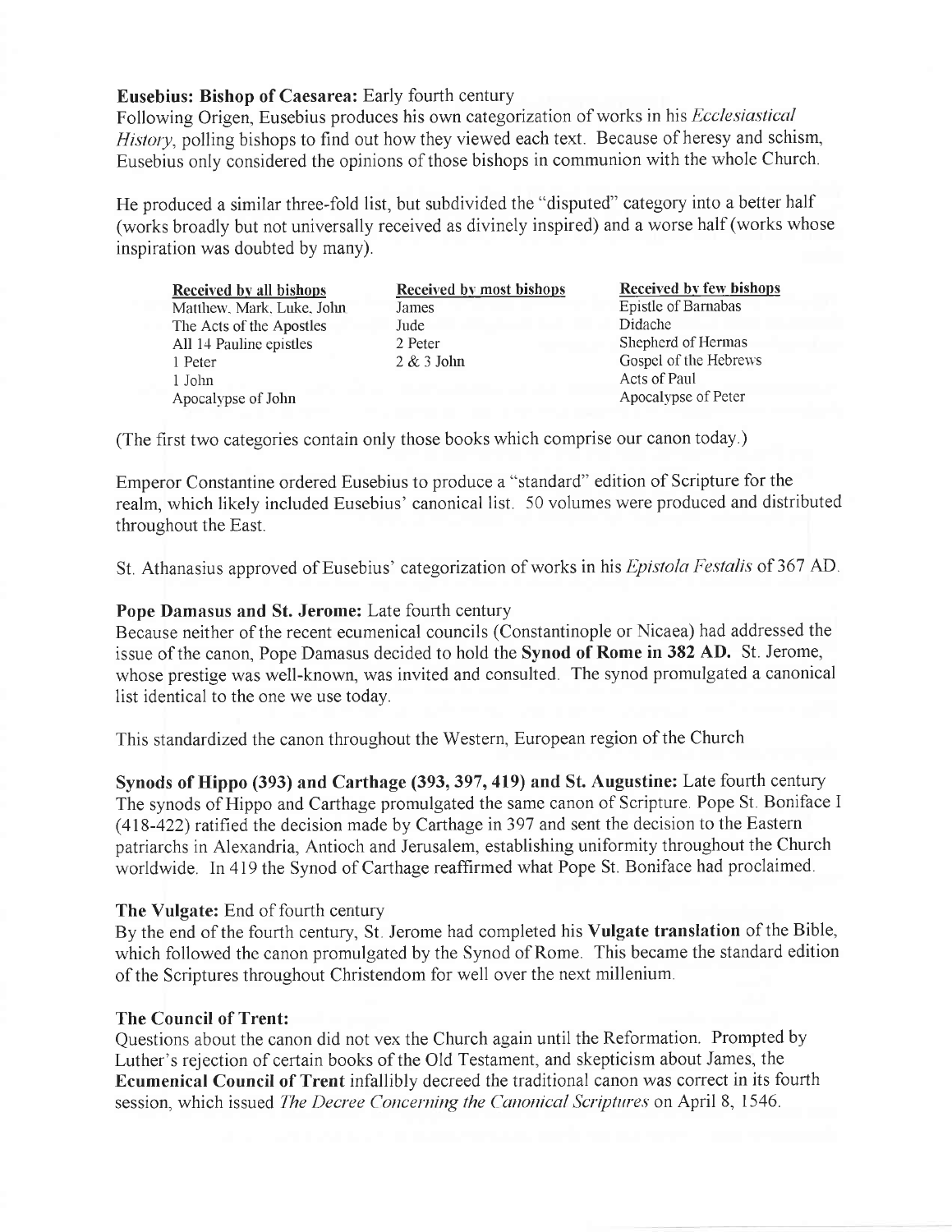**Eusebius: Bishop of Caesarea:** Early fourth century

Following Origen, Eusebius produces his own categorization of works in his *Ecclesiastical History*, polling bishops to find out how they viewed each text. Because of heresy and schism, Eusebius only considered the opinions of those bishops in communion with the whole Church.

He produced a similar three-fold list, but subdivided the "disputed" category into a better half (works broadly but not universally received as divinely inspired) and a worse half (works whose inspiration was doubted by many).

| Received by all bishops | Received by most bishops | Received by few bishops |
| --- | --- | --- |
| Matthew, Mark, Luke, John | James | Epistle of Barnabas |
| The Acts of the Apostles | Jude | Didache |
| All 14 Pauline epistles | 2 Peter | Shepherd of Hermas |
| 1 Peter | 2 & 3 John | Gospel of the Hebrews |
| 1 John | | Acts of Paul |
| Apocalypse of John | | Apocalypse of Peter |

(The first two categories contain only those books which comprise our canon today.)

Emperor Constantine ordered Eusebius to produce a "standard" edition of Scripture for the realm, which likely included Eusebius' canonical list. 50 volumes were produced and distributed throughout the East.

St. Athanasius approved of Eusebius' categorization of works in his *Epistola Festalis* of 367 AD.

**Pope Damasus and St. Jerome:** Late fourth century

Because neither of the recent ecumenical councils (Constantinople or Nicaea) had addressed the issue of the canon, Pope Damasus decided to hold the **Synod of Rome in 382 AD.** St. Jerome, whose prestige was well-known, was invited and consulted. The synod promulgated a canonical list identical to the one we use today.

This standardized the canon throughout the Western, European region of the Church

**Synods of Hippo (393) and Carthage (393, 397, 419) and St. Augustine:** Late fourth century

The synods of Hippo and Carthage promulgated the same canon of Scripture. Pope St. Boniface I (418-422) ratified the decision made by Carthage in 397 and sent the decision to the Eastern patriarchs in Alexandria, Antioch and Jerusalem, establishing uniformity throughout the Church worldwide. In 419 the Synod of Carthage reaffirmed what Pope St. Boniface had proclaimed.

**The Vulgate:** End of fourth century

By the end of the fourth century, St. Jerome had completed his **Vulgate translation** of the Bible, which followed the canon promulgated by the Synod of Rome. This became the standard edition of the Scriptures throughout Christendom for well over the next millenium.

**The Council of Trent:**

Questions about the canon did not vex the Church again until the Reformation. Prompted by Luther's rejection of certain books of the Old Testament, and skepticism about James, the **Ecumenical Council of Trent** infallibly decreed the traditional canon was correct in its fourth session, which issued *The Decree Concerning the Canonical Scriptures* on April 8, 1546.